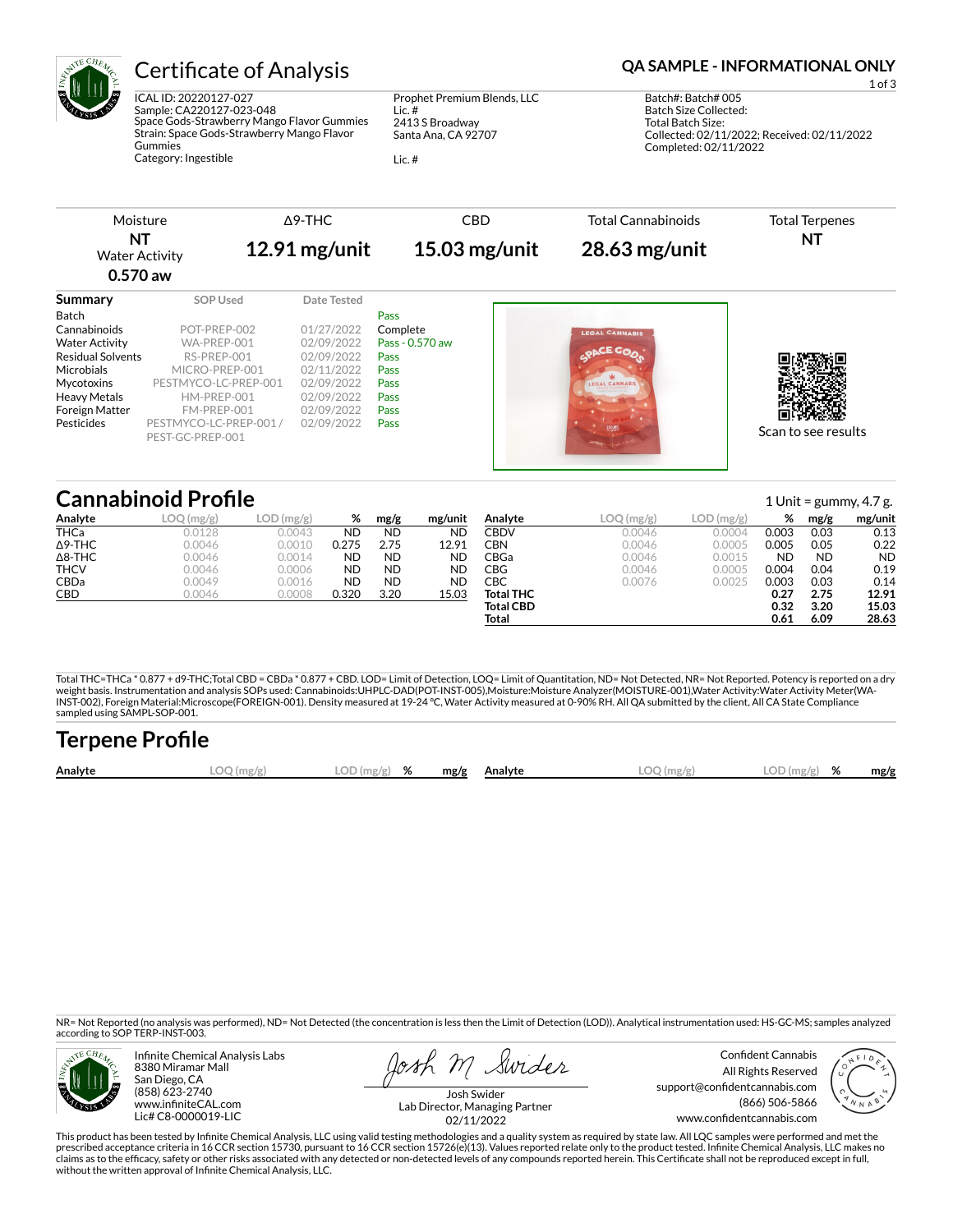# Certificate of Analysis

**QA SAMPLE - INFORMATIONAL ONLY**

ICAL ID: 20220127-027
Sample: CA220127-023-048
Space Gods-Strawberry Mango Flavor Gummies
Strain: Space Gods-Strawberry Mango Flavor Gummies
Category: Ingestible

Prophet Premium Blends, LLC
Lic. #
2413 S Broadway
Santa Ana, CA 92707

Lic. #

Batch#: Batch# 005
Batch Size Collected:
Total Batch Size:
Collected: 02/11/2022; Received: 02/11/2022
Completed: 02/11/2022

| Moisture | Δ9-THC | CBD | Total Cannabinoids | Total Terpenes |
|---|---|---|---|---|
| **NT** Water Activity **0.570 aw** | **12.91 mg/unit** | **15.03 mg/unit** | **28.63 mg/unit** | **NT** |

| Summary | SOP Used | Date Tested | |
|---|---|---|---|
| Batch | | | Pass |
| Cannabinoids | POT-PREP-002 | 01/27/2022 | Complete |
| Water Activity | WA-PREP-001 | 02/09/2022 | Pass - 0.570 aw |
| Residual Solvents | RS-PREP-001 | 02/09/2022 | Pass |
| Microbials | MICRO-PREP-001 | 02/11/2022 | Pass |
| Mycotoxins | PESTMYCO-LC-PREP-001 | 02/09/2022 | Pass |
| Heavy Metals | HM-PREP-001 | 02/09/2022 | Pass |
| Foreign Matter | FM-PREP-001 | 02/09/2022 | Pass |
| Pesticides | PESTMYCO-LC-PREP-001 / PEST-GC-PREP-001 | 02/09/2022 | Pass |

Scan to see results

## Cannabinoid Profile

1 Unit = gummy, 4.7 g.

| Analyte | LOQ (mg/g) | LOD (mg/g) | % | mg/g | mg/unit |
|---|---|---|---|---|---|
| THCa | 0.0128 | 0.0043 | ND | ND | ND |
| Δ9-THC | 0.0046 | 0.0010 | 0.275 | 2.75 | 12.91 |
| Δ8-THC | 0.0046 | 0.0014 | ND | ND | ND |
| THCV | 0.0046 | 0.0006 | ND | ND | ND |
| CBDa | 0.0049 | 0.0016 | ND | ND | ND |
| CBD | 0.0046 | 0.0008 | 0.320 | 3.20 | 15.03 |
| CBDV | 0.0046 | 0.0004 | 0.003 | 0.03 | 0.13 |
| CBN | 0.0046 | 0.0005 | 0.005 | 0.05 | 0.22 |
| CBGa | 0.0046 | 0.0015 | ND | ND | ND |
| CBG | 0.0046 | 0.0005 | 0.004 | 0.04 | 0.19 |
| CBC | 0.0076 | 0.0025 | 0.003 | 0.03 | 0.14 |
| **Total THC** | | | **0.27** | **2.75** | **12.91** |
| **Total CBD** | | | **0.32** | **3.20** | **15.03** |
| **Total** | | | **0.61** | **6.09** | **28.63** |

Total THC=THCa * 0.877 + d9-THC;Total CBD = CBDa * 0.877 + CBD. LOD= Limit of Detection, LOQ= Limit of Quantitation, ND= Not Detected, NR= Not Reported. Potency is reported on a dry weight basis. Instrumentation and analysis SOPs used: Cannabinoids:UHPLC-DAD(POT-INST-005),Moisture:Moisture Analyzer(MOISTURE-001),Water Activity:Water Activity Meter(WA-INST-002), Foreign Material:Microscope(FOREIGN-001). Density measured at 19-24 °C, Water Activity measured at 0-90% RH. All QA submitted by the client, All CA State Compliance sampled using SAMPL-SOP-001.

## Terpene Profile

| Analyte | LOQ (mg/g) | LOD (mg/g) | % | mg/g | Analyte | LOQ (mg/g) | LOD (mg/g) | % | mg/g |
|---|---|---|---|---|---|---|---|---|---|

NR= Not Reported (no analysis was performed), ND= Not Detected (the concentration is less then the Limit of Detection (LOD)). Analytical instrumentation used: HS-GC-MS; samples analyzed according to SOP TERP-INST-003.

Infinite Chemical Analysis Labs
8380 Miramar Mall
San Diego, CA
(858) 623-2740
www.infiniteCAL.com
Lic# C8-0000019-LIC

Josh Swider
Lab Director, Managing Partner
02/11/2022

Confident Cannabis
All Rights Reserved
support@confidentcannabis.com
(866) 506-5866
www.confidentcannabis.com

This product has been tested by Infinite Chemical Analysis, LLC using valid testing methodologies and a quality system as required by state law. All LQC samples were performed and met the prescribed acceptance criteria in 16 CCR section 15730, pursuant to 16 CCR section 15726(e)(13). Values reported relate only to the product tested. Infinite Chemical Analysis, LLC makes no claims as to the efficacy, safety or other risks associated with any detected or non-detected levels of any compounds reported herein. This Certificate shall not be reproduced except in full, without the written approval of Infinite Chemical Analysis, LLC.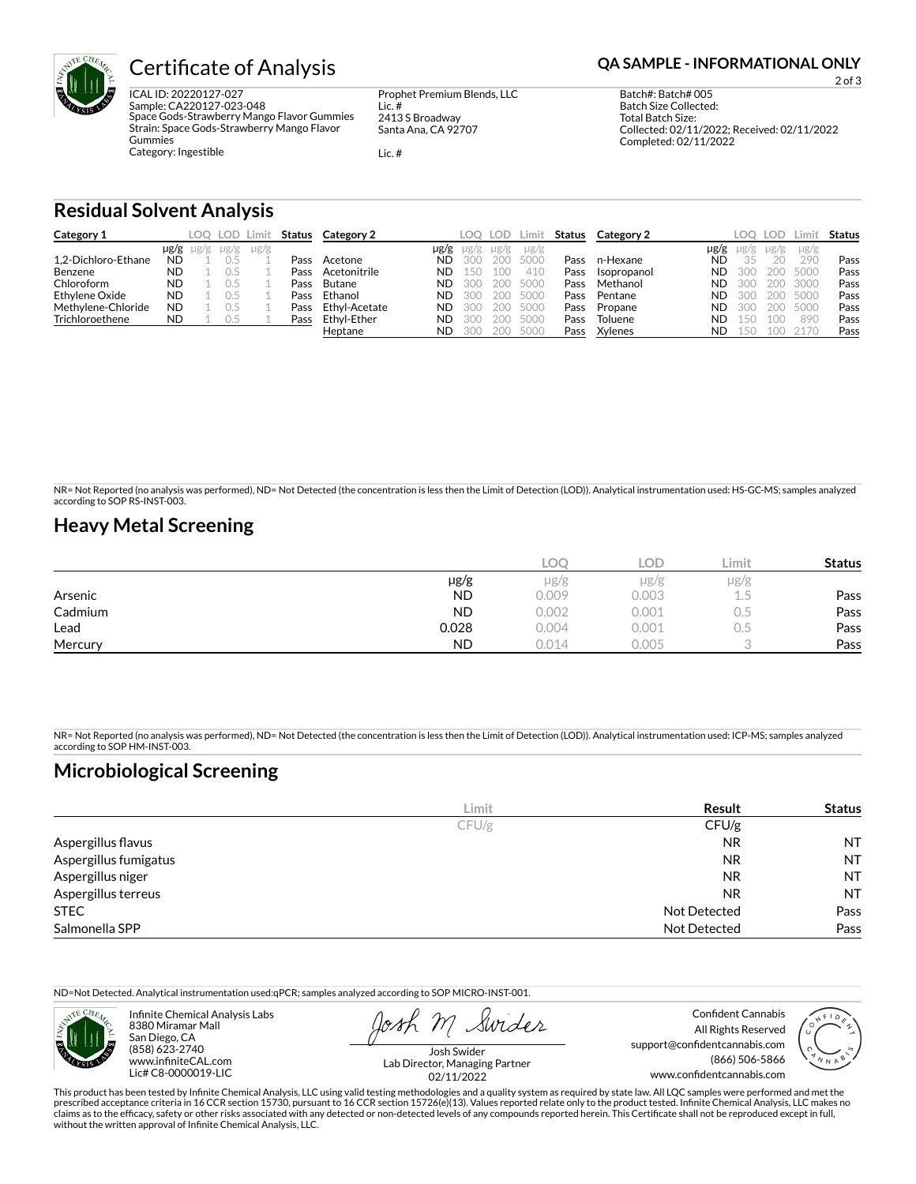# Certificate of Analysis

**QA SAMPLE - INFORMATIONAL ONLY**

ICAL ID: 20220127-027
Sample: CA220127-023-048
Space Gods-Strawberry Mango Flavor Gummies
Strain: Space Gods-Strawberry Mango Flavor Gummies
Category: Ingestible

Prophet Premium Blends, LLC
Lic. #
2413 S Broadway
Santa Ana, CA 92707

Lic. #

Batch#: Batch# 005
Batch Size Collected:
Total Batch Size:
Collected: 02/11/2022; Received: 02/11/2022
Completed: 02/11/2022

## Residual Solvent Analysis

| Category 1 | µg/g | LOQ µg/g | LOD µg/g | Limit µg/g | Status |
|---|---|---|---|---|---|
| 1,2-Dichloro-Ethane | ND | 1 | 0.5 | 1 | Pass |
| Benzene | ND | 1 | 0.5 | 1 | Pass |
| Chloroform | ND | 1 | 0.5 | 1 | Pass |
| Ethylene Oxide | ND | 1 | 0.5 | 1 | Pass |
| Methylene-Chloride | ND | 1 | 0.5 | 1 | Pass |
| Trichloroethene | ND | 1 | 0.5 | 1 | Pass |

| Category 2 | µg/g | LOQ µg/g | LOD µg/g | Limit µg/g | Status |
|---|---|---|---|---|---|
| Acetone | ND | 300 | 200 | 5000 | Pass |
| Acetonitrile | ND | 150 | 100 | 410 | Pass |
| Butane | ND | 300 | 200 | 5000 | Pass |
| Ethanol | ND | 300 | 200 | 5000 | Pass |
| Ethyl-Acetate | ND | 300 | 200 | 5000 | Pass |
| Ethyl-Ether | ND | 300 | 200 | 5000 | Pass |
| Heptane | ND | 300 | 200 | 5000 | Pass |
| n-Hexane | ND | 35 | 20 | 290 | Pass |
| Isopropanol | ND | 300 | 200 | 5000 | Pass |
| Methanol | ND | 300 | 200 | 3000 | Pass |
| Pentane | ND | 300 | 200 | 5000 | Pass |
| Propane | ND | 300 | 200 | 5000 | Pass |
| Toluene | ND | 150 | 100 | 890 | Pass |
| Xylenes | ND | 150 | 100 | 2170 | Pass |

NR= Not Reported (no analysis was performed), ND= Not Detected (the concentration is less then the Limit of Detection (LOD)). Analytical instrumentation used: HS-GC-MS; samples analyzed according to SOP RS-INST-003.

## Heavy Metal Screening

| | µg/g | LOQ µg/g | LOD µg/g | Limit µg/g | Status |
|---|---|---|---|---|---|
| Arsenic | ND | 0.009 | 0.003 | 1.5 | Pass |
| Cadmium | ND | 0.002 | 0.001 | 0.5 | Pass |
| Lead | 0.028 | 0.004 | 0.001 | 0.5 | Pass |
| Mercury | ND | 0.014 | 0.005 | 3 | Pass |

NR= Not Reported (no analysis was performed), ND= Not Detected (the concentration is less then the Limit of Detection (LOD)). Analytical instrumentation used: ICP-MS; samples analyzed according to SOP HM-INST-003.

## Microbiological Screening

| | Limit CFU/g | Result CFU/g | Status |
|---|---|---|---|
| Aspergillus flavus | | NR | NT |
| Aspergillus fumigatus | | NR | NT |
| Aspergillus niger | | NR | NT |
| Aspergillus terreus | | NR | NT |
| STEC | | Not Detected | Pass |
| Salmonella SPP | | Not Detected | Pass |

ND=Not Detected. Analytical instrumentation used:qPCR; samples analyzed according to SOP MICRO-INST-001.

Infinite Chemical Analysis Labs
8380 Miramar Mall
San Diego, CA
(858) 623-2740
www.infiniteCAL.com
Lic# C8-0000019-LIC

Josh Swider
Lab Director, Managing Partner
02/11/2022

Confident Cannabis
All Rights Reserved
support@confidentcannabis.com
(866) 506-5866
www.confidentcannabis.com

This product has been tested by Infinite Chemical Analysis, LLC using valid testing methodologies and a quality system as required by state law. All LQC samples were performed and met the prescribed acceptance criteria in 16 CCR section 15730, pursuant to 16 CCR section 15726(e)(13). Values reported relate only to the product tested. Infinite Chemical Analysis, LLC makes no claims as to the efficacy, safety or other risks associated with any detected or non-detected levels of any compounds reported herein. This Certificate shall not be reproduced except in full, without the written approval of Infinite Chemical Analysis, LLC.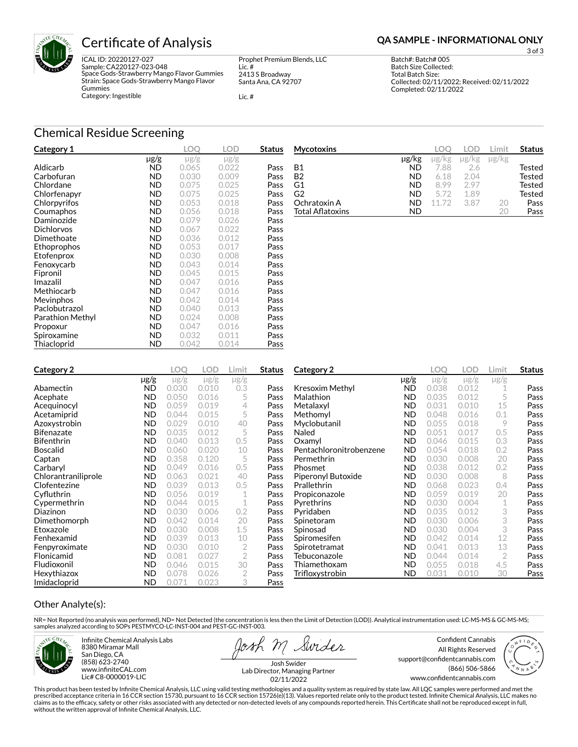# Certificate of Analysis

**QA SAMPLE - INFORMATIONAL ONLY**

ICAL ID: 20220127-027
Sample: CA220127-023-048
Space Gods-Strawberry Mango Flavor Gummies
Strain: Space Gods-Strawberry Mango Flavor Gummies
Category: Ingestible

Prophet Premium Blends, LLC
Lic. #
2413 S Broadway
Santa Ana, CA 92707

Lic. #

Batch#: Batch# 005
Batch Size Collected:
Total Batch Size:
Collected: 02/11/2022; Received: 02/11/2022
Completed: 02/11/2022

## Chemical Residue Screening

| Category 1 | | LOQ | LOD | Status |
|---|---|---|---|---|
| | μg/g | μg/g | μg/g | |
| Aldicarb | ND | 0.065 | 0.022 | Pass |
| Carbofuran | ND | 0.030 | 0.009 | Pass |
| Chlordane | ND | 0.075 | 0.025 | Pass |
| Chlorfenapyr | ND | 0.075 | 0.025 | Pass |
| Chlorpyrifos | ND | 0.053 | 0.018 | Pass |
| Coumaphos | ND | 0.056 | 0.018 | Pass |
| Daminozide | ND | 0.079 | 0.026 | Pass |
| Dichlorvos | ND | 0.067 | 0.022 | Pass |
| Dimethoate | ND | 0.036 | 0.012 | Pass |
| Ethoprophos | ND | 0.053 | 0.017 | Pass |
| Etofenprox | ND | 0.030 | 0.008 | Pass |
| Fenoxycarb | ND | 0.043 | 0.014 | Pass |
| Fipronil | ND | 0.045 | 0.015 | Pass |
| Imazalil | ND | 0.047 | 0.016 | Pass |
| Methiocarb | ND | 0.047 | 0.016 | Pass |
| Mevinphos | ND | 0.042 | 0.014 | Pass |
| Paclobutrazol | ND | 0.040 | 0.013 | Pass |
| Parathion Methyl | ND | 0.024 | 0.008 | Pass |
| Propoxur | ND | 0.047 | 0.016 | Pass |
| Spiroxamine | ND | 0.032 | 0.011 | Pass |
| Thiacloprid | ND | 0.042 | 0.014 | Pass |

| Mycotoxins | | LOQ | LOD | Limit | Status |
|---|---|---|---|---|---|
| | μg/kg | μg/kg | μg/kg | μg/kg | |
| B1 | ND | 7.88 | 2.6 | | Tested |
| B2 | ND | 6.18 | 2.04 | | Tested |
| G1 | ND | 8.99 | 2.97 | | Tested |
| G2 | ND | 5.72 | 1.89 | | Tested |
| Ochratoxin A | ND | 11.72 | 3.87 | 20 | Pass |
| Total Aflatoxins | ND | | | 20 | Pass |

| Category 2 | | LOQ | LOD | Limit | Status |
|---|---|---|---|---|---|
| | μg/g | μg/g | μg/g | μg/g | |
| Abamectin | ND | 0.030 | 0.010 | 0.3 | Pass |
| Acephate | ND | 0.050 | 0.016 | 5 | Pass |
| Acequinocyl | ND | 0.059 | 0.019 | 4 | Pass |
| Acetamiprid | ND | 0.044 | 0.015 | 5 | Pass |
| Azoxystrobin | ND | 0.029 | 0.010 | 40 | Pass |
| Bifenazate | ND | 0.035 | 0.012 | 5 | Pass |
| Bifenthrin | ND | 0.040 | 0.013 | 0.5 | Pass |
| Boscalid | ND | 0.060 | 0.020 | 10 | Pass |
| Captan | ND | 0.358 | 0.120 | 5 | Pass |
| Carbaryl | ND | 0.049 | 0.016 | 0.5 | Pass |
| Chlorantraniliprole | ND | 0.063 | 0.021 | 40 | Pass |
| Clofentezine | ND | 0.039 | 0.013 | 0.5 | Pass |
| Cyfluthrin | ND | 0.056 | 0.019 | 1 | Pass |
| Cypermethrin | ND | 0.044 | 0.015 | 1 | Pass |
| Diazinon | ND | 0.030 | 0.006 | 0.2 | Pass |
| Dimethomorph | ND | 0.042 | 0.014 | 20 | Pass |
| Etoxazole | ND | 0.030 | 0.008 | 1.5 | Pass |
| Fenhexamid | ND | 0.039 | 0.013 | 10 | Pass |
| Fenpyroximate | ND | 0.030 | 0.010 | 2 | Pass |
| Flonicamid | ND | 0.081 | 0.027 | 2 | Pass |
| Fludioxonil | ND | 0.046 | 0.015 | 30 | Pass |
| Hexythiazox | ND | 0.078 | 0.026 | 2 | Pass |
| Imidacloprid | ND | 0.071 | 0.023 | 3 | Pass |

| Category 2 | | LOQ | LOD | Limit | Status |
|---|---|---|---|---|---|
| | μg/g | μg/g | μg/g | μg/g | |
| Kresoxim Methyl | ND | 0.038 | 0.012 | 1 | Pass |
| Malathion | ND | 0.035 | 0.012 | 5 | Pass |
| Metalaxyl | ND | 0.031 | 0.010 | 15 | Pass |
| Methomyl | ND | 0.048 | 0.016 | 0.1 | Pass |
| Myclobutanil | ND | 0.055 | 0.018 | 9 | Pass |
| Naled | ND | 0.051 | 0.017 | 0.5 | Pass |
| Oxamyl | ND | 0.046 | 0.015 | 0.3 | Pass |
| Pentachloronitrobenzene | ND | 0.054 | 0.018 | 0.2 | Pass |
| Permethrin | ND | 0.030 | 0.008 | 20 | Pass |
| Phosmet | ND | 0.038 | 0.012 | 0.2 | Pass |
| Piperonyl Butoxide | ND | 0.030 | 0.008 | 8 | Pass |
| Prallethrin | ND | 0.068 | 0.023 | 0.4 | Pass |
| Propiconazole | ND | 0.059 | 0.019 | 20 | Pass |
| Pyrethrins | ND | 0.030 | 0.004 | 1 | Pass |
| Pyridaben | ND | 0.035 | 0.012 | 3 | Pass |
| Spinetoram | ND | 0.030 | 0.006 | 3 | Pass |
| Spinosad | ND | 0.030 | 0.004 | 3 | Pass |
| Spiromesifen | ND | 0.042 | 0.014 | 12 | Pass |
| Spirotetramat | ND | 0.041 | 0.013 | 13 | Pass |
| Tebuconazole | ND | 0.044 | 0.014 | 2 | Pass |
| Thiamethoxam | ND | 0.055 | 0.018 | 4.5 | Pass |
| Trifloxystrobin | ND | 0.031 | 0.010 | 30 | Pass |

## Other Analyte(s):

NR= Not Reported (no analysis was performed), ND= Not Detected (the concentration is less then the Limit of Detection (LOD)). Analytical instrumentation used: LC-MS-MS & GC-MS-MS; samples analyzed according to SOPs PESTMYCO-LC-INST-004 and PEST-GC-INST-003.

Infinite Chemical Analysis Labs
8380 Miramar Mall
San Diego, CA
(858) 623-2740
www.infiniteCAL.com
Lic# C8-0000019-LIC

Josh Swider
Lab Director, Managing Partner
02/11/2022

Confident Cannabis
All Rights Reserved
support@confidentcannabis.com
(866) 506-5866
www.confidentcannabis.com

This product has been tested by Infinite Chemical Analysis, LLC using valid testing methodologies and a quality system as required by state law. All LQC samples were performed and met the prescribed acceptance criteria in 16 CCR section 15730, pursuant to 16 CCR section 15726(e)(13). Values reported relate only to the product tested. Infinite Chemical Analysis, LLC makes no claims as to the efficacy, safety or other risks associated with any detected or non-detected levels of any compounds reported herein. This Certificate shall not be reproduced except in full, without the written approval of Infinite Chemical Analysis, LLC.